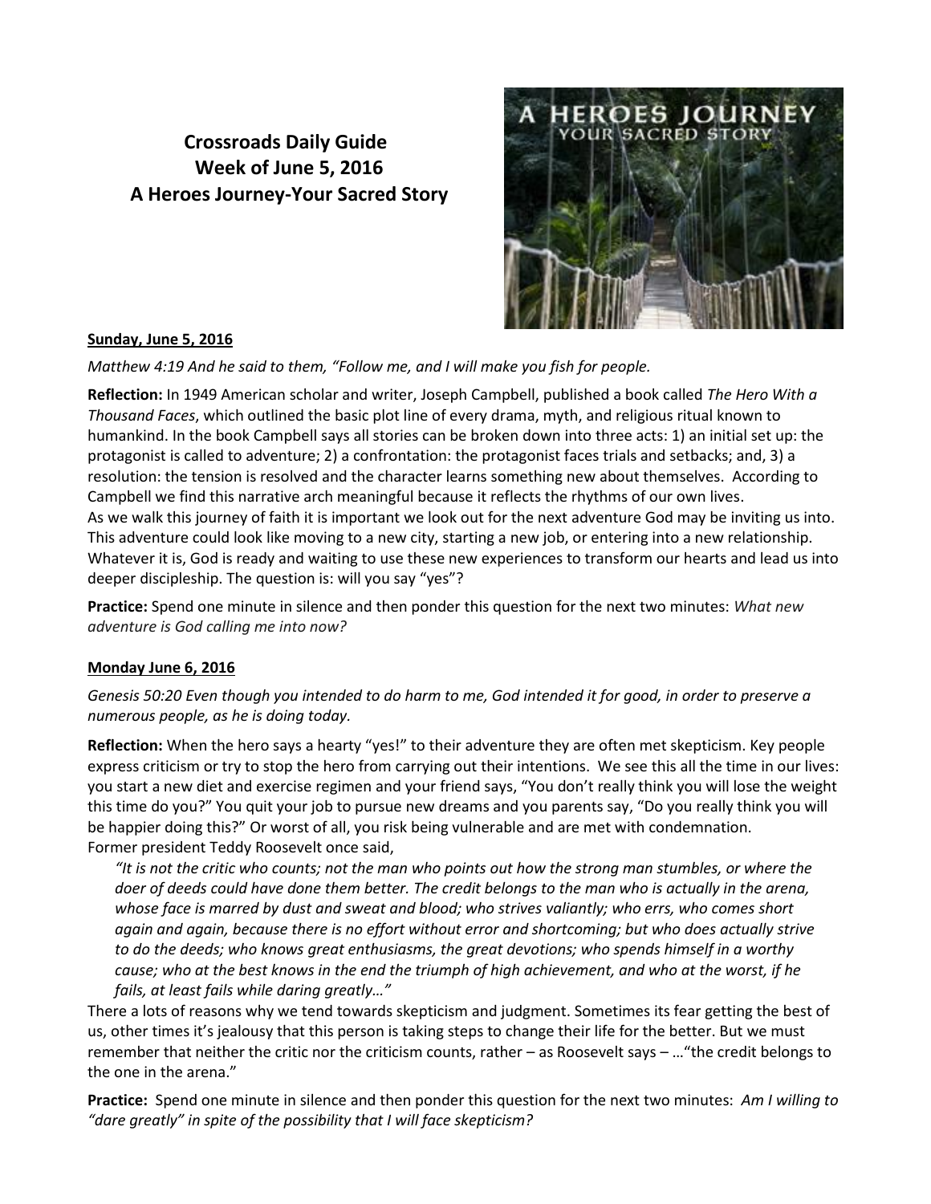# Crossroads Daily Guide
# Week of June 5, 2016
# A Heroes Journey-Your Sacred Story

**Sunday, June 5, 2016**

*Matthew 4:19 And he said to them, "Follow me, and I will make you fish for people.*

**Reflection:** In 1949 American scholar and writer, Joseph Campbell, published a book called *The Hero With a Thousand Faces*, which outlined the basic plot line of every drama, myth, and religious ritual known to humankind. In the book Campbell says all stories can be broken down into three acts: 1) an initial set up: the protagonist is called to adventure; 2) a confrontation: the protagonist faces trials and setbacks; and, 3) a resolution: the tension is resolved and the character learns something new about themselves. According to Campbell we find this narrative arch meaningful because it reflects the rhythms of our own lives.
As we walk this journey of faith it is important we look out for the next adventure God may be inviting us into. This adventure could look like moving to a new city, starting a new job, or entering into a new relationship. Whatever it is, God is ready and waiting to use these new experiences to transform our hearts and lead us into deeper discipleship. The question is: will you say "yes"?

**Practice:** Spend one minute in silence and then ponder this question for the next two minutes: *What new adventure is God calling me into now?*

**Monday June 6, 2016**

*Genesis 50:20 Even though you intended to do harm to me, God intended it for good, in order to preserve a numerous people, as he is doing today.*

**Reflection:** When the hero says a hearty "yes!" to their adventure they are often met skepticism. Key people express criticism or try to stop the hero from carrying out their intentions. We see this all the time in our lives: you start a new diet and exercise regimen and your friend says, "You don't really think you will lose the weight this time do you?" You quit your job to pursue new dreams and you parents say, "Do you really think you will be happier doing this?" Or worst of all, you risk being vulnerable and are met with condemnation.
Former president Teddy Roosevelt once said,

> *"It is not the critic who counts; not the man who points out how the strong man stumbles, or where the doer of deeds could have done them better. The credit belongs to the man who is actually in the arena, whose face is marred by dust and sweat and blood; who strives valiantly; who errs, who comes short again and again, because there is no effort without error and shortcoming; but who does actually strive to do the deeds; who knows great enthusiasms, the great devotions; who spends himself in a worthy cause; who at the best knows in the end the triumph of high achievement, and who at the worst, if he fails, at least fails while daring greatly…"*

There a lots of reasons why we tend towards skepticism and judgment. Sometimes its fear getting the best of us, other times it's jealousy that this person is taking steps to change their life for the better. But we must remember that neither the critic nor the criticism counts, rather – as Roosevelt says – …"the credit belongs to the one in the arena."

**Practice:** Spend one minute in silence and then ponder this question for the next two minutes: *Am I willing to "dare greatly" in spite of the possibility that I will face skepticism?*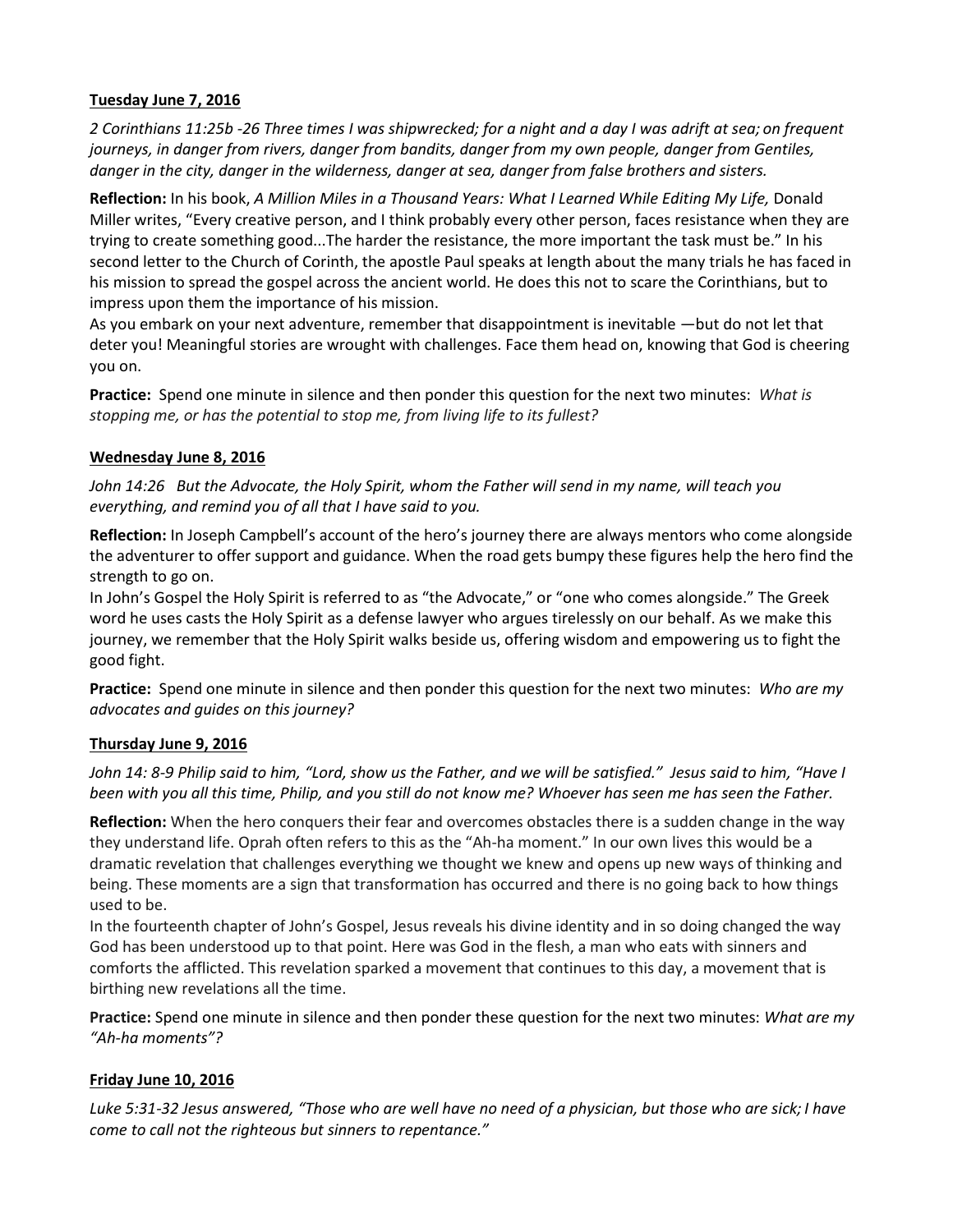**Tuesday June 7, 2016**

*2 Corinthians 11:25b -26 Three times I was shipwrecked; for a night and a day I was adrift at sea; on frequent journeys, in danger from rivers, danger from bandits, danger from my own people, danger from Gentiles, danger in the city, danger in the wilderness, danger at sea, danger from false brothers and sisters.*

**Reflection:** In his book, *A Million Miles in a Thousand Years: What I Learned While Editing My Life,* Donald Miller writes, "Every creative person, and I think probably every other person, faces resistance when they are trying to create something good...The harder the resistance, the more important the task must be." In his second letter to the Church of Corinth, the apostle Paul speaks at length about the many trials he has faced in his mission to spread the gospel across the ancient world. He does this not to scare the Corinthians, but to impress upon them the importance of his mission.

As you embark on your next adventure, remember that disappointment is inevitable —but do not let that deter you! Meaningful stories are wrought with challenges. Face them head on, knowing that God is cheering you on.

**Practice:** Spend one minute in silence and then ponder this question for the next two minutes: *What is stopping me, or has the potential to stop me, from living life to its fullest?*

**Wednesday June 8, 2016**

*John 14:26 But the Advocate, the Holy Spirit, whom the Father will send in my name, will teach you everything, and remind you of all that I have said to you.*

**Reflection:** In Joseph Campbell's account of the hero's journey there are always mentors who come alongside the adventurer to offer support and guidance. When the road gets bumpy these figures help the hero find the strength to go on.

In John's Gospel the Holy Spirit is referred to as "the Advocate," or "one who comes alongside." The Greek word he uses casts the Holy Spirit as a defense lawyer who argues tirelessly on our behalf. As we make this journey, we remember that the Holy Spirit walks beside us, offering wisdom and empowering us to fight the good fight.

**Practice:** Spend one minute in silence and then ponder this question for the next two minutes: *Who are my advocates and guides on this journey?*

**Thursday June 9, 2016**

*John 14: 8-9 Philip said to him, "Lord, show us the Father, and we will be satisfied." Jesus said to him, "Have I been with you all this time, Philip, and you still do not know me? Whoever has seen me has seen the Father.*

**Reflection:** When the hero conquers their fear and overcomes obstacles there is a sudden change in the way they understand life. Oprah often refers to this as the "Ah-ha moment." In our own lives this would be a dramatic revelation that challenges everything we thought we knew and opens up new ways of thinking and being. These moments are a sign that transformation has occurred and there is no going back to how things used to be.

In the fourteenth chapter of John's Gospel, Jesus reveals his divine identity and in so doing changed the way God has been understood up to that point. Here was God in the flesh, a man who eats with sinners and comforts the afflicted. This revelation sparked a movement that continues to this day, a movement that is birthing new revelations all the time.

**Practice:** Spend one minute in silence and then ponder these question for the next two minutes: *What are my "Ah-ha moments"?*

**Friday June 10, 2016**

*Luke 5:31-32 Jesus answered, "Those who are well have no need of a physician, but those who are sick; I have come to call not the righteous but sinners to repentance."*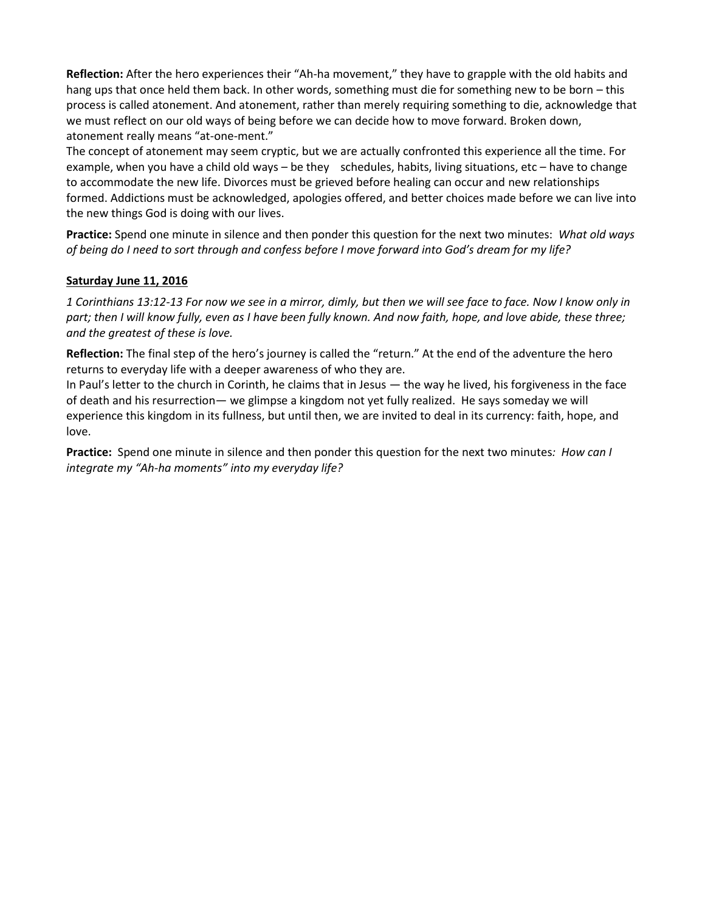**Reflection:** After the hero experiences their "Ah-ha movement," they have to grapple with the old habits and hang ups that once held them back. In other words, something must die for something new to be born – this process is called atonement. And atonement, rather than merely requiring something to die, acknowledge that we must reflect on our old ways of being before we can decide how to move forward. Broken down, atonement really means "at-one-ment."

The concept of atonement may seem cryptic, but we are actually confronted this experience all the time. For example, when you have a child old ways – be they schedules, habits, living situations, etc – have to change to accommodate the new life. Divorces must be grieved before healing can occur and new relationships formed. Addictions must be acknowledged, apologies offered, and better choices made before we can live into the new things God is doing with our lives.

**Practice:** Spend one minute in silence and then ponder this question for the next two minutes: *What old ways of being do I need to sort through and confess before I move forward into God's dream for my life?*

**Saturday June 11, 2016**

*1 Corinthians 13:12-13 For now we see in a mirror, dimly, but then we will see face to face. Now I know only in part; then I will know fully, even as I have been fully known. And now faith, hope, and love abide, these three; and the greatest of these is love.*

**Reflection:** The final step of the hero's journey is called the "return." At the end of the adventure the hero returns to everyday life with a deeper awareness of who they are.

In Paul's letter to the church in Corinth, he claims that in Jesus — the way he lived, his forgiveness in the face of death and his resurrection— we glimpse a kingdom not yet fully realized. He says someday we will experience this kingdom in its fullness, but until then, we are invited to deal in its currency: faith, hope, and love.

**Practice:** Spend one minute in silence and then ponder this question for the next two minutes: *How can I integrate my "Ah-ha moments" into my everyday life?*